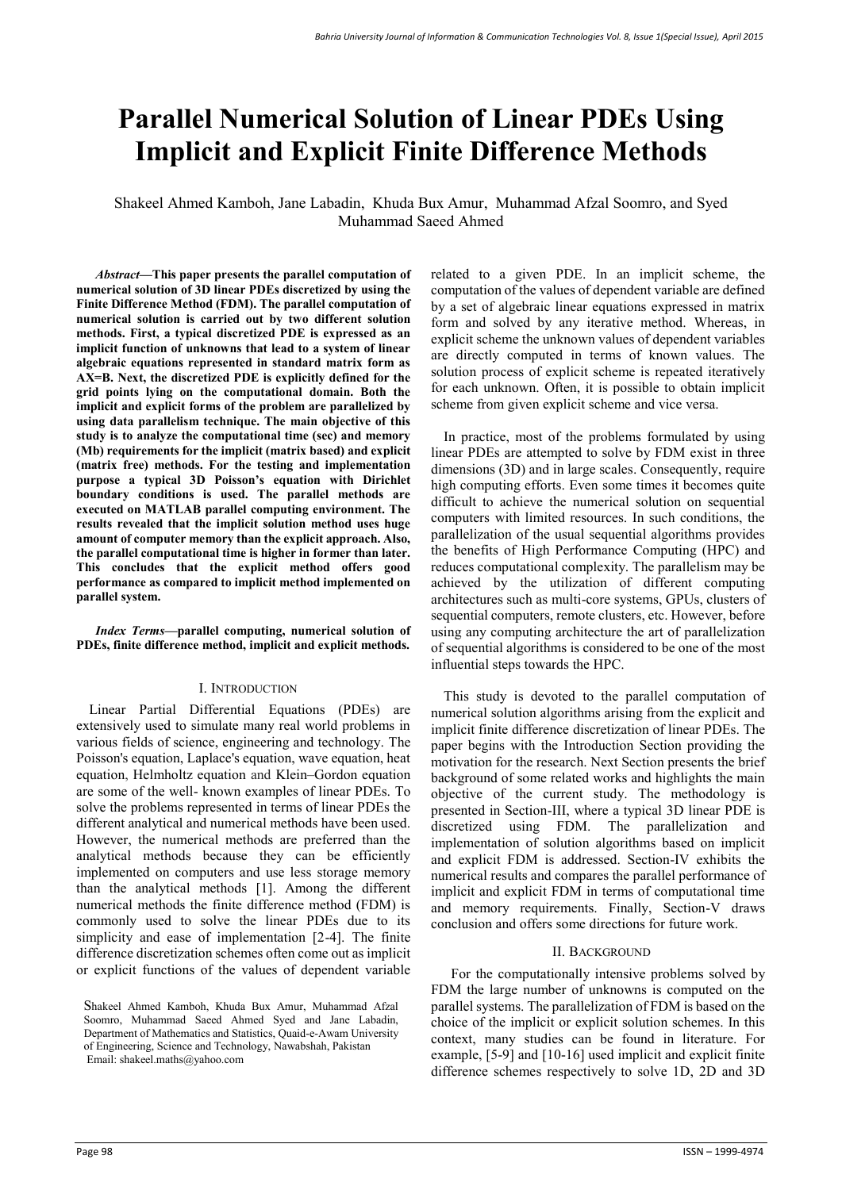# Parallel Numerical Solution of Linear PDEs Using Implicit and Explicit Finite Difference Methods

Shakeel Ahmed Kamboh, Jane Labadin, Khuda Bux Amur, Muhammad Afzal Soomro, and Syed Muhammad Saeed Ahmed

***Abstract*—This paper presents the parallel computation of numerical solution of 3D linear PDEs discretized by using the Finite Difference Method (FDM). The parallel computation of numerical solution is carried out by two different solution methods. First, a typical discretized PDE is expressed as an implicit function of unknowns that lead to a system of linear algebraic equations represented in standard matrix form as AX=B. Next, the discretized PDE is explicitly defined for the grid points lying on the computational domain. Both the implicit and explicit forms of the problem are parallelized by using data parallelism technique. The main objective of this study is to analyze the computational time (sec) and memory (Mb) requirements for the implicit (matrix based) and explicit (matrix free) methods. For the testing and implementation purpose a typical 3D Poisson's equation with Dirichlet boundary conditions is used. The parallel methods are executed on MATLAB parallel computing environment. The results revealed that the implicit solution method uses huge amount of computer memory than the explicit approach. Also, the parallel computational time is higher in former than later. This concludes that the explicit method offers good performance as compared to implicit method implemented on parallel system.**

***Index Terms*—parallel computing, numerical solution of PDEs, finite difference method, implicit and explicit methods.**

## I. Introduction

Linear Partial Differential Equations (PDEs) are extensively used to simulate many real world problems in various fields of science, engineering and technology. The Poisson's equation, Laplace's equation, wave equation, heat equation, Helmholtz equation and Klein–Gordon equation are some of the well- known examples of linear PDEs. To solve the problems represented in terms of linear PDEs the different analytical and numerical methods have been used. However, the numerical methods are preferred than the analytical methods because they can be efficiently implemented on computers and use less storage memory than the analytical methods [1]. Among the different numerical methods the finite difference method (FDM) is commonly used to solve the linear PDEs due to its simplicity and ease of implementation [2-4]. The finite difference discretization schemes often come out as implicit or explicit functions of the values of dependent variable related to a given PDE. In an implicit scheme, the computation of the values of dependent variable are defined by a set of algebraic linear equations expressed in matrix form and solved by any iterative method. Whereas, in explicit scheme the unknown values of dependent variables are directly computed in terms of known values. The solution process of explicit scheme is repeated iteratively for each unknown. Often, it is possible to obtain implicit scheme from given explicit scheme and vice versa.

In practice, most of the problems formulated by using linear PDEs are attempted to solve by FDM exist in three dimensions (3D) and in large scales. Consequently, require high computing efforts. Even some times it becomes quite difficult to achieve the numerical solution on sequential computers with limited resources. In such conditions, the parallelization of the usual sequential algorithms provides the benefits of High Performance Computing (HPC) and reduces computational complexity. The parallelism may be achieved by the utilization of different computing architectures such as multi-core systems, GPUs, clusters of sequential computers, remote clusters, etc. However, before using any computing architecture the art of parallelization of sequential algorithms is considered to be one of the most influential steps towards the HPC.

This study is devoted to the parallel computation of numerical solution algorithms arising from the explicit and implicit finite difference discretization of linear PDEs. The paper begins with the Introduction Section providing the motivation for the research. Next Section presents the brief background of some related works and highlights the main objective of the current study. The methodology is presented in Section-III, where a typical 3D linear PDE is discretized using FDM. The parallelization and implementation of solution algorithms based on implicit and explicit FDM is addressed. Section-IV exhibits the numerical results and compares the parallel performance of implicit and explicit FDM in terms of computational time and memory requirements. Finally, Section-V draws conclusion and offers some directions for future work.

## II. Background

For the computationally intensive problems solved by FDM the large number of unknowns is computed on the parallel systems. The parallelization of FDM is based on the choice of the implicit or explicit solution schemes. In this context, many studies can be found in literature. For example, [5-9] and [10-16] used implicit and explicit finite difference schemes respectively to solve 1D, 2D and 3D

Shakeel Ahmed Kamboh, Khuda Bux Amur, Muhammad Afzal Soomro, Muhammad Saeed Ahmed Syed and Jane Labadin, Department of Mathematics and Statistics, Quaid-e-Awam University of Engineering, Science and Technology, Nawabshah, Pakistan
Email: shakeel.maths@yahoo.com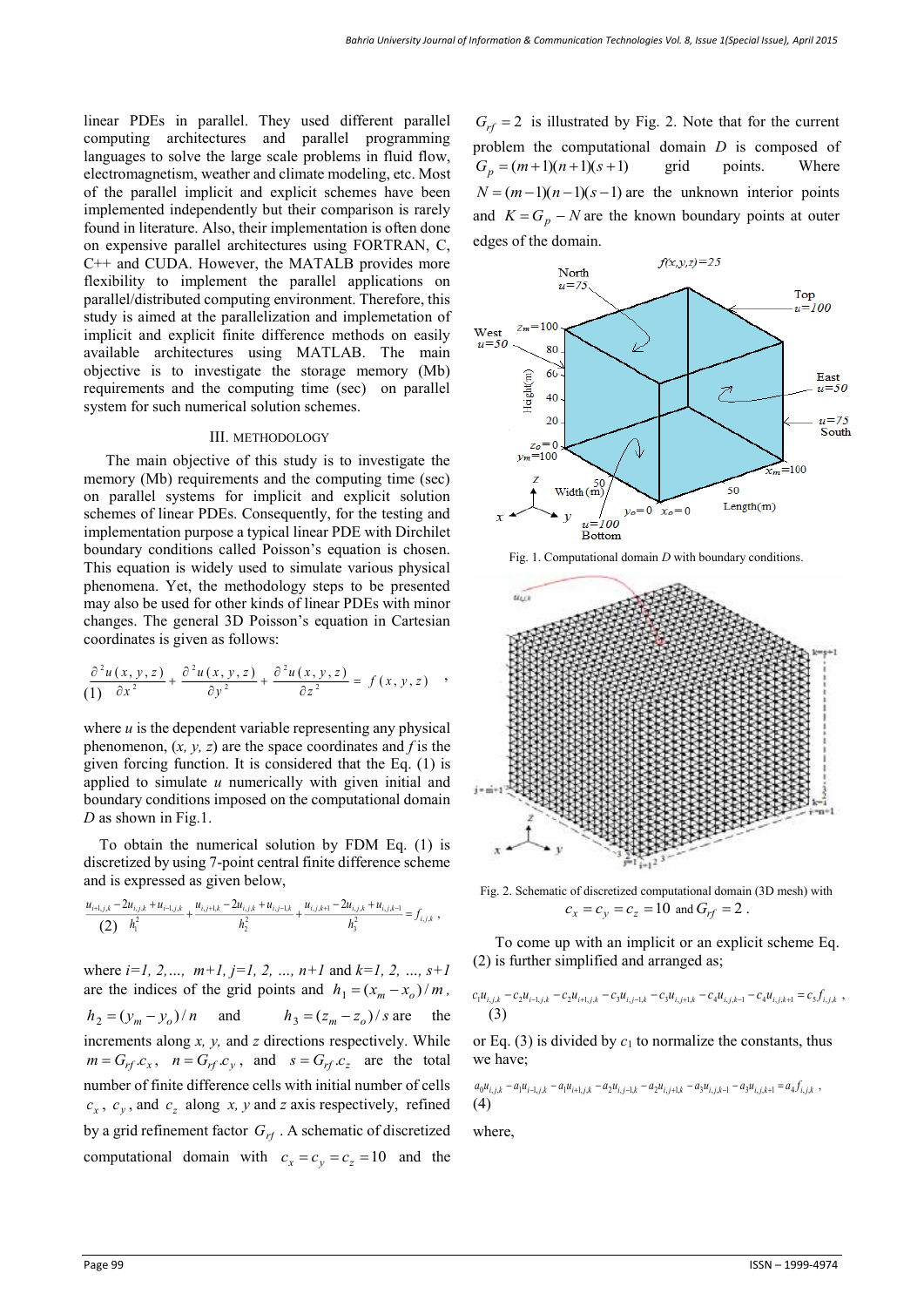linear PDEs in parallel. They used different parallel computing architectures and parallel programming languages to solve the large scale problems in fluid flow, electromagnetism, weather and climate modeling, etc. Most of the parallel implicit and explicit schemes have been implemented independently but their comparison is rarely found in literature. Also, their implementation is often done on expensive parallel architectures using FORTRAN, C, C++ and CUDA. However, the MATALB provides more flexibility to implement the parallel applications on parallel/distributed computing environment. Therefore, this study is aimed at the parallelization and implementation of implicit and explicit finite difference methods on easily available architectures using MATLAB. The main objective is to investigate the storage memory (Mb) requirements and the computing time (sec) on parallel system for such numerical solution schemes.

## III. METHODOLOGY

The main objective of this study is to investigate the memory (Mb) requirements and the computing time (sec) on parallel systems for implicit and explicit solution schemes of linear PDEs. Consequently, for the testing and implementation purpose a typical linear PDE with Dirchilet boundary conditions called Poisson's equation is chosen. This equation is widely used to simulate various physical phenomena. Yet, the methodology steps to be presented may also be used for other kinds of linear PDEs with minor changes. The general 3D Poisson's equation in Cartesian coordinates is given as follows:

$$\frac{\partial^2 u(x,y,z)}{\partial x^2} + \frac{\partial^2 u(x,y,z)}{\partial y^2} + \frac{\partial^2 u(x,y,z)}{\partial z^2} = f(x,y,z) \quad , \tag{1}$$

where $u$ is the dependent variable representing any physical phenomenon, $(x, y, z)$ are the space coordinates and $f$ is the given forcing function. It is considered that the Eq. (1) is applied to simulate $u$ numerically with given initial and boundary conditions imposed on the computational domain $D$ as shown in Fig.1.

To obtain the numerical solution by FDM Eq. (1) is discretized by using 7-point central finite difference scheme and is expressed as given below,

$$\frac{u_{i+1,j,k} - 2u_{i,j,k} + u_{i-1,j,k}}{h_1^2} + \frac{u_{i,j+1,k} - 2u_{i,j,k} + u_{i,j-1,k}}{h_2^2} + \frac{u_{i,j,k+1} - 2u_{i,j,k} + u_{i,j,k-1}}{h_3^2} = f_{i,j,k} \; , \tag{2}$$

where $i=1, 2, \ldots, m+1$, $j=1, 2, \ldots, n+1$ and $k=1, 2, \ldots, s+1$ are the indices of the grid points and $h_1 = (x_m - x_o)/m$, $h_2 = (y_m - y_o)/n$ and $h_3 = (z_m - z_o)/s$ are the increments along $x$, $y$, and $z$ directions respectively. While $m = G_{rf}.c_x$, $n = G_{rf}.c_y$, and $s = G_{rf}.c_z$ are the total number of finite difference cells with initial number of cells $c_x$, $c_y$, and $c_z$ along $x$, $y$ and $z$ axis respectively, refined by a grid refinement factor $G_{rf}$. A schematic of discretized computational domain with $c_x = c_y = c_z = 10$ and the $G_{rf} = 2$ is illustrated by Fig. 2. Note that for the current problem the computational domain $D$ is composed of $G_p = (m+1)(n+1)(s+1)$ grid points. Where $N = (m-1)(n-1)(s-1)$ are the unknown interior points and $K = G_p - N$ are the known boundary points at outer edges of the domain.

Fig. 1. Computational domain *D* with boundary conditions.

Fig. 2. Schematic of discretized computational domain (3D mesh) with $c_x = c_y = c_z = 10$ and $G_{rf} = 2$ .

To come up with an implicit or an explicit scheme Eq. (2) is further simplified and arranged as;

$$c_1 u_{i,j,k} - c_2 u_{i-1,j,k} - c_2 u_{i+1,j,k} - c_3 u_{i,j-1,k} - c_3 u_{i,j+1,k} - c_4 u_{i,j,k-1} - c_4 u_{i,j,k+1} = c_5 f_{i,j,k} \; , \tag{3}$$

or Eq. (3) is divided by $c_1$ to normalize the constants, thus we have;

$$a_0 u_{i,j,k} - a_1 u_{i-1,j,k} - a_1 u_{i+1,j,k} - a_2 u_{i,j-1,k} - a_2 u_{i,j+1,k} - a_3 u_{i,j,k-1} - a_3 u_{i,j,k+1} = a_4 f_{i,j,k} \; , \tag{4}$$

where,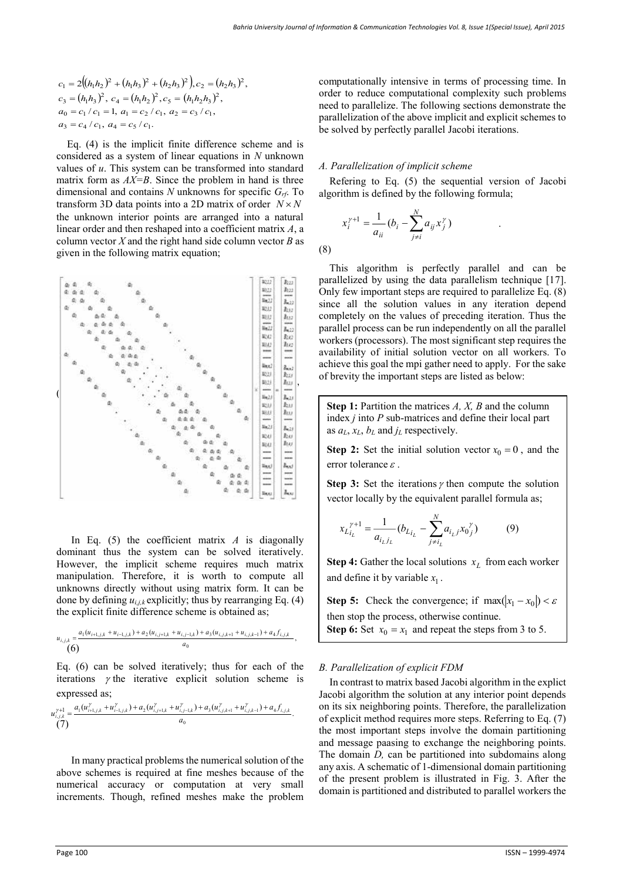$$c_1 = 2\left((h_1h_2)^2 + (h_1h_3)^2 + (h_2h_3)^2\right), c_2 = (h_2h_3)^2,$$
$$c_3 = (h_1h_3)^2,\ c_4 = (h_1h_2)^2, c_5 = (h_1h_2h_3)^2,$$
$$a_0 = c_1 / c_1 = 1,\ a_1 = c_2 / c_1,\ a_2 = c_3 / c_1,$$
$$a_3 = c_4 / c_1,\ a_4 = c_5 / c_1.$$

Eq. (4) is the implicit finite difference scheme and is considered as a system of linear equations in $N$ unknown values of $u$. This system can be transformed into standard matrix form as $AX=B$. Since the problem in hand is three dimensional and contains $N$ unknowns for specific $G_{rf}$. To transform 3D data points into a 2D matrix of order $N \times N$ the unknown interior points are arranged into a natural linear order and then reshaped into a coefficient matrix $A$, a column vector $X$ and the right hand side column vector $B$ as given in the following matrix equation;

(5)

In Eq. (5) the coefficient matrix $A$ is diagonally dominant thus the system can be solved iteratively. However, the implicit scheme requires much matrix manipulation. Therefore, it is worth to compute all unknowns directly without using matrix form. It can be done by defining $u_{i,j,k}$ explicitly; thus by rearranging Eq. (4) the explicit finite difference scheme is obtained as;

$$u_{i,j,k} = \frac{a_1(u_{i+1,j,k} + u_{i-1,j,k}) + a_2(u_{i,j+1,k} + u_{i,j-1,k}) + a_3(u_{i,j,k+1} + u_{i,j,k-1}) + a_4 f_{i,j,k}}{a_0}, \quad (6)$$

Eq. (6) can be solved iteratively; thus for each of the iterations $\gamma$ the iterative explicit solution scheme is expressed as;

$$u_{i,j,k}^{\gamma+1} = \frac{a_1(u_{i+1,j,k}^{\gamma} + u_{i-1,j,k}^{\gamma}) + a_2(u_{i,j+1,k}^{\gamma} + u_{i,j-1,k}^{\gamma}) + a_3(u_{i,j,k+1}^{\gamma} + u_{i,j,k-1}^{\gamma}) + a_4 f_{i,j,k}}{a_0}. \quad (7)$$

In many practical problems the numerical solution of the above schemes is required at fine meshes because of the numerical accuracy or computation at very small increments. Though, refined meshes make the problem computationally intensive in terms of processing time. In order to reduce computational complexity such problems need to parallelize. The following sections demonstrate the parallelization of the above implicit and explicit schemes to be solved by perfectly parallel Jacobi iterations.

### *A. Parallelization of implicit scheme*

Refering to Eq. (5) the sequential version of Jacobi algorithm is defined by the following formula;

$$x_i^{\gamma+1} = \frac{1}{a_{ii}}\left(b_i - \sum_{j \neq i}^{N} a_{ij} x_j^{\gamma}\right) \quad (8)$$

This algorithm is perfectly parallel and can be parallelized by using the data parallelism technique [17]. Only few important steps are required to parallelize Eq. (8) since all the solution values in any iteration depend completely on the values of preceding iteration. Thus the parallel process can be run independently on all the parallel workers (processors). The most significant step requires the availability of initial solution vector on all workers. To achieve this goal the mpi gather need to apply. For the sake of brevity the important steps are listed as below:

**Step 1:** Partition the matrices $A$, $X$, $B$ and the column index $j$ into $P$ sub-matrices and define their local part as $a_L$, $x_L$, $b_L$ and $j_L$ respectively.

**Step 2:** Set the initial solution vector $x_0 = 0$, and the error tolerance $\varepsilon$.

**Step 3:** Set the iterations $\gamma$ then compute the solution vector locally by the equivalent parallel formula as;

$$x_{L_{i_L}}^{\gamma+1} = \frac{1}{a_{i_L j_L}}\left(b_{L_{i_L}} - \sum_{j \neq i_L}^{N} a_{i_L j} x_{0_j}^{\gamma}\right) \quad (9)$$

**Step 4:** Gather the local solutions $x_L$ from each worker and define it by variable $x_1$.

**Step 5:** Check the convergence; if $\max(|x_1 - x_0|) < \varepsilon$ then stop the process, otherwise continue.

**Step 6:** Set $x_0 = x_1$ and repeat the steps from 3 to 5.

### *B. Parallelization of explicit FDM*

In contrast to matrix based Jacobi algorithm in the explict Jacobi algorithm the solution at any interior point depends on its six neighboring points. Therefore, the parallelization of explicit method requires more steps. Referring to Eq. (7) the most important steps involve the domain partitioning and message paasing to exchange the neighboring points. The domain $D$, can be partitioned into subdomains along any axis. A schematic of 1-dimensional domain partitioning of the present problem is illustrated in Fig. 3. After the domain is partitioned and distributed to parallel workers the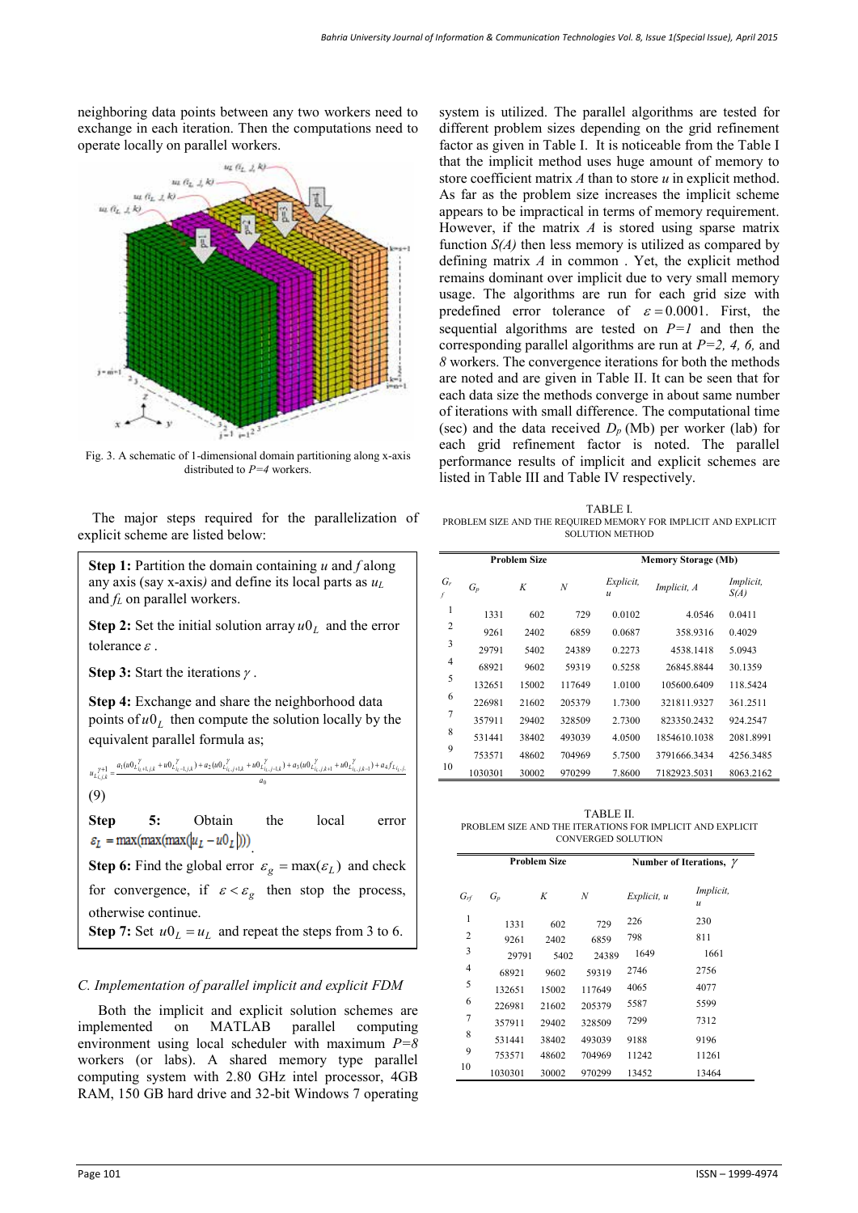neighboring data points between any two workers need to exchange in each iteration. Then the computations need to operate locally on parallel workers.

Fig. 3. A schematic of 1-dimensional domain partitioning along x-axis distributed to $P=4$ workers.

The major steps required for the parallelization of explicit scheme are listed below:

**Step 1:** Partition the domain containing $u$ and $f$ along any axis (say x-axis) and define its local parts as $u_L$ and $f_L$ on parallel workers.

**Step 2:** Set the initial solution array $u0_L$ and the error tolerance $\varepsilon$.

**Step 3:** Start the iterations $\gamma$.

**Step 4:** Exchange and share the neighborhood data points of $u0_L$ then compute the solution locally by the equivalent parallel formula as;

$$u_{L_{i,j,k}}^{\gamma+1} = \frac{a_1(u0_{L_{i_L+1,j,k}}^{\gamma} + u0_{L_{i_L-1,j,k}}^{\gamma}) + a_2(u0_{L_{i_L,j+1,k}}^{\gamma} + u0_{L_{i_L,j-1,k}}^{\gamma}) + a_3(u0_{L_{i_L,j,k+1}}^{\gamma} + u0_{L_{i_L,j,k-1}}^{\gamma}) + a_4 f_{L_{i_L,j,k}}}{a_0} \quad (9)$$

**Step 5:** Obtain the local error $\varepsilon_L = \max(\max(\max(|u_L - u0_L|)))$.

**Step 6:** Find the global error $\varepsilon_g = \max(\varepsilon_L)$ and check for convergence, if $\varepsilon < \varepsilon_g$ then stop the process, otherwise continue.

**Step 7:** Set $u0_L = u_L$ and repeat the steps from 3 to 6.

### C. Implementation of parallel implicit and explicit FDM

Both the implicit and explicit solution schemes are implemented on MATLAB parallel computing environment using local scheduler with maximum $P=8$ workers (or labs). A shared memory type parallel computing system with 2.80 GHz intel processor, 4GB RAM, 150 GB hard drive and 32-bit Windows 7 operating system is utilized. The parallel algorithms are tested for different problem sizes depending on the grid refinement factor as given in Table I. It is noticeable from the Table I that the implicit method uses huge amount of memory to store coefficient matrix $A$ than to store $u$ in explicit method. As far as the problem size increases the implicit scheme appears to be impractical in terms of memory requirement. However, if the matrix $A$ is stored using sparse matrix function $S(A)$ then less memory is utilized as compared by defining matrix $A$ in common . Yet, the explicit method remains dominant over implicit due to very small memory usage. The algorithms are run for each grid size with predefined error tolerance of $\varepsilon = 0.0001$. First, the sequential algorithms are tested on $P=1$ and then the corresponding parallel algorithms are run at $P=2, 4, 6,$ and $8$ workers. The convergence iterations for both the methods are noted and are given in Table II. It can be seen that for each data size the methods converge in about same number of iterations with small difference. The computational time (sec) and the data received $D_p$ (Mb) per worker (lab) for each grid refinement factor is noted. The parallel performance results of implicit and explicit schemes are listed in Table III and Table IV respectively.

TABLE I.
PROBLEM SIZE AND THE REQUIRED MEMORY FOR IMPLICIT AND EXPLICIT SOLUTION METHOD

| Problem Size | | | | Memory Storage (Mb) | | |
|---|---|---|---|---|---|---|
| $G_{rf}$ | $G_p$ | $K$ | $N$ | Explicit, $u$ | Implicit, $A$ | Implicit, $S(A)$ |
| 1 | 1331 | 602 | 729 | 0.0102 | 4.0546 | 0.0411 |
| 2 | 9261 | 2402 | 6859 | 0.0687 | 358.9316 | 0.4029 |
| 3 | 29791 | 5402 | 24389 | 0.2273 | 4538.1418 | 5.0943 |
| 4 | 68921 | 9602 | 59319 | 0.5258 | 26845.8844 | 30.1359 |
| 5 | 132651 | 15002 | 117649 | 1.0100 | 105600.6409 | 118.5424 |
| 6 | 226981 | 21602 | 205379 | 1.7300 | 321811.9327 | 361.2511 |
| 7 | 357911 | 29402 | 328509 | 2.7300 | 823350.2432 | 924.2547 |
| 8 | 531441 | 38402 | 493039 | 4.0500 | 1854610.1038 | 2081.8991 |
| 9 | 753571 | 48602 | 704969 | 5.7500 | 3791666.3434 | 4256.3485 |
| 10 | 1030301 | 30002 | 970299 | 7.8600 | 7182923.5031 | 8063.2162 |

TABLE II.
PROBLEM SIZE AND THE ITERATIONS FOR IMPLICIT AND EXPLICIT CONVERGED SOLUTION

| Problem Size | | | | Number of Iterations, $\gamma$ | |
|---|---|---|---|---|---|
| $G_{rf}$ | $G_p$ | $K$ | $N$ | Explicit, $u$ | Implicit, $u$ |
| 1 | 1331 | 602 | 729 | 226 | 230 |
| 2 | 9261 | 2402 | 6859 | 798 | 811 |
| 3 | 29791 | 5402 | 24389 | 1649 | 1661 |
| 4 | 68921 | 9602 | 59319 | 2746 | 2756 |
| 5 | 132651 | 15002 | 117649 | 4065 | 4077 |
| 6 | 226981 | 21602 | 205379 | 5587 | 5599 |
| 7 | 357911 | 29402 | 328509 | 7299 | 7312 |
| 8 | 531441 | 38402 | 493039 | 9188 | 9196 |
| 9 | 753571 | 48602 | 704969 | 11242 | 11261 |
| 10 | 1030301 | 30002 | 970299 | 13452 | 13464 |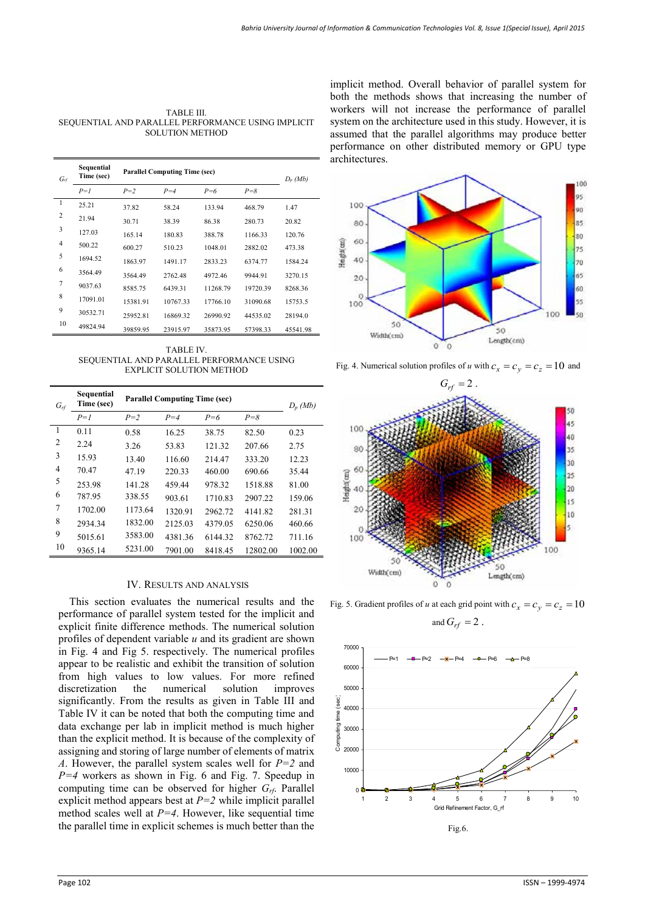TABLE III.
SEQUENTIAL AND PARALLEL PERFORMANCE USING IMPLICIT SOLUTION METHOD

| $G_{rf}$ | Sequential Time (sec) | Parallel Computing Time (sec) | | | | $D_p$ (Mb) |
|---|---|---|---|---|---|---|
| | $P=1$ | $P=2$ | $P=4$ | $P=6$ | $P=8$ | |
| 1 | 25.21 | 37.82 | 58.24 | 133.94 | 468.79 | 1.47 |
| 2 | 21.94 | 30.71 | 38.39 | 86.38 | 280.73 | 20.82 |
| 3 | 127.03 | 165.14 | 180.83 | 388.78 | 1166.33 | 120.76 |
| 4 | 500.22 | 600.27 | 510.23 | 1048.01 | 2882.02 | 473.38 |
| 5 | 1694.52 | 1863.97 | 1491.17 | 2833.23 | 6374.77 | 1584.24 |
| 6 | 3564.49 | 3564.49 | 2762.48 | 4972.46 | 9944.91 | 3270.15 |
| 7 | 9037.63 | 8585.75 | 6439.31 | 11268.79 | 19720.39 | 8268.36 |
| 8 | 17091.01 | 15381.91 | 10767.33 | 17766.10 | 31090.68 | 15753.5 |
| 9 | 30532.71 | 25952.81 | 16869.32 | 26990.92 | 44535.02 | 28194.0 |
| 10 | 49824.94 | 39859.95 | 23915.97 | 35873.95 | 57398.33 | 45541.98 |

TABLE IV.
SEQUENTIAL AND PARALLEL PERFORMANCE USING EXPLICIT SOLUTION METHOD

| $G_{rf}$ | Sequential Time (sec) | Parallel Computing Time (sec) | | | | $D_p$ (Mb) |
|---|---|---|---|---|---|---|
| | $P=1$ | $P=2$ | $P=4$ | $P=6$ | $P=8$ | |
| 1 | 0.11 | 0.58 | 16.25 | 38.75 | 82.50 | 0.23 |
| 2 | 2.24 | 3.26 | 53.83 | 121.32 | 207.66 | 2.75 |
| 3 | 15.93 | 13.40 | 116.60 | 214.47 | 333.20 | 12.23 |
| 4 | 70.47 | 47.19 | 220.33 | 460.00 | 690.66 | 35.44 |
| 5 | 253.98 | 141.28 | 459.44 | 978.32 | 1518.88 | 81.00 |
| 6 | 787.95 | 338.55 | 903.61 | 1710.83 | 2907.22 | 159.06 |
| 7 | 1702.00 | 1173.64 | 1320.91 | 2962.72 | 4141.82 | 281.31 |
| 8 | 2934.34 | 1832.00 | 2125.03 | 4379.05 | 6250.06 | 460.66 |
| 9 | 5015.61 | 3583.00 | 4381.36 | 6144.32 | 8762.72 | 711.16 |
| 10 | 9365.14 | 5231.00 | 7901.00 | 8418.45 | 12802.00 | 1002.00 |

## IV. RESULTS AND ANALYSIS

This section evaluates the numerical results and the performance of parallel system tested for the implicit and explicit finite difference methods. The numerical solution profiles of dependent variable $u$ and its gradient are shown in Fig. 4 and Fig 5. respectively. The numerical profiles appear to be realistic and exhibit the transition of solution from high values to low values. For more refined discretization the numerical solution improves significantly. From the results as given in Table III and Table IV it can be noted that both the computing time and data exchange per lab in implicit method is much higher than the explicit method. It is because of the complexity of assigning and storing of large number of elements of matrix $A$. However, the parallel system scales well for $P=2$ and $P=4$ workers as shown in Fig. 6 and Fig. 7. Speedup in computing time can be observed for higher $G_{rf}$. Parallel explicit method appears best at $P=2$ while implicit parallel method scales well at $P=4$. However, like sequential time the parallel time in explicit schemes is much better than the implicit method. Overall behavior of parallel system for both the methods shows that increasing the number of workers will not increase the performance of parallel system on the architecture used in this study. However, it is assumed that the parallel algorithms may produce better performance on other distributed memory or GPU type architectures.

Fig. 4. Numerical solution profiles of $u$ with $c_x = c_y = c_z = 10$ and $G_{rf} = 2$.

Fig. 5. Gradient profiles of $u$ at each grid point with $c_x = c_y = c_z = 10$ and $G_{rf} = 2$.

Fig.6.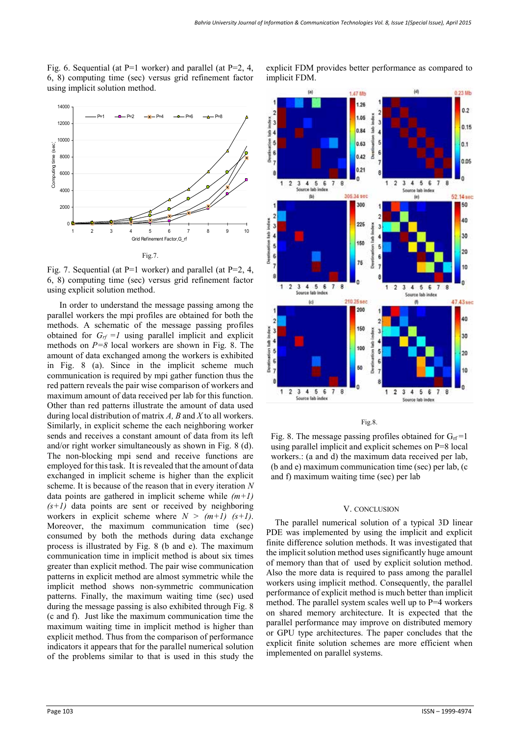Fig. 6. Sequential (at P=1 worker) and parallel (at P=2, 4, 6, 8) computing time (sec) versus grid refinement factor using implicit solution method.

Fig.7.

Fig. 7. Sequential (at P=1 worker) and parallel (at P=2, 4, 6, 8) computing time (sec) versus grid refinement factor using explicit solution method.

In order to understand the message passing among the parallel workers the mpi profiles are obtained for both the methods. A schematic of the message passing profiles obtained for $G_{rf} = 1$ using parallel implicit and explicit methods on $P = 8$ local workers are shown in Fig. 8. The amount of data exchanged among the workers is exhibited in Fig. 8 (a). Since in the implicit scheme much communication is required by mpi gather function thus the red pattern reveals the pair wise comparison of workers and maximum amount of data received per lab for this function. Other than red patterns illustrate the amount of data used during local distribution of matrix *A, B* and *X* to all workers. Similarly, in explicit scheme the each neighboring worker sends and receives a constant amount of data from its left and/or right worker simultaneously as shown in Fig. 8 (d). The non-blocking mpi send and receive functions are employed for this task. It is revealed that the amount of data exchanged in implicit scheme is higher than the explicit scheme. It is because of the reason that in every iteration $N$ data points are gathered in implicit scheme while $(m+1)(s+1)$ data points are sent or received by neighboring workers in explicit scheme where $N > (m+1)(s+1)$. Moreover, the maximum communication time (sec) consumed by both the methods during data exchange process is illustrated by Fig. 8 (b and e). The maximum communication time in implicit method is about six times greater than explicit method. The pair wise communication patterns in explicit method are almost symmetric while the implicit method shows non-symmetric communication patterns. Finally, the maximum waiting time (sec) used during the message passing is also exhibited through Fig. 8 (c and f). Just like the maximum communication time the maximum waiting time in implicit method is higher than explicit method. Thus from the comparison of performance indicators it appears that for the parallel numerical solution of the problems similar to that is used in this study the explicit FDM provides better performance as compared to implicit FDM.

Fig.8.

Fig. 8. The message passing profiles obtained for $G_{rf}=1$ using parallel implicit and explicit schemes on P=8 local workers.: (a and d) the maximum data received per lab, (b and e) maximum communication time (sec) per lab, (c and f) maximum waiting time (sec) per lab

## V. CONCLUSION

The parallel numerical solution of a typical 3D linear PDE was implemented by using the implicit and explicit finite difference solution methods. It was investigated that the implicit solution method uses significantly huge amount of memory than that of used by explicit solution method. Also the more data is required to pass among the parallel workers using implicit method. Consequently, the parallel performance of explicit method is much better than implicit method. The parallel system scales well up to P=4 workers on shared memory architecture. It is expected that the parallel performance may improve on distributed memory or GPU type architectures. The paper concludes that the explicit finite solution schemes are more efficient when implemented on parallel systems.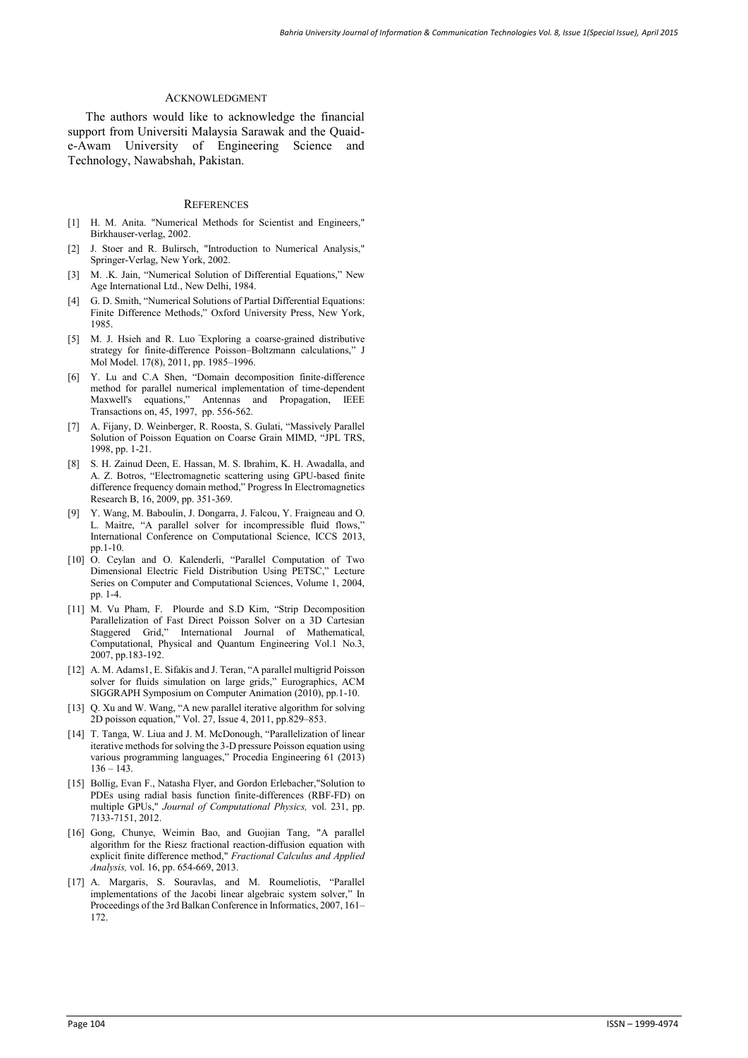## Acknowledgment

The authors would like to acknowledge the financial support from Universiti Malaysia Sarawak and the Quaid-e-Awam University of Engineering Science and Technology, Nawabshah, Pakistan.

## References

[1] H. M. Anita. "Numerical Methods for Scientist and Engineers," Birkhauser-verlag, 2002.

[2] J. Stoer and R. Bulirsch, "Introduction to Numerical Analysis," Springer-Verlag, New York, 2002.

[3] M. .K. Jain, "Numerical Solution of Differential Equations," New Age International Ltd., New Delhi, 1984.

[4] G. D. Smith, "Numerical Solutions of Partial Differential Equations: Finite Difference Methods," Oxford University Press, New York, 1985.

[5] M. J. Hsieh and R. Luo ̎Exploring a coarse-grained distributive strategy for finite-difference Poisson–Boltzmann calculations," J Mol Model. 17(8), 2011, pp. 1985–1996.

[6] Y. Lu and C.A Shen, "Domain decomposition finite-difference method for parallel numerical implementation of time-dependent Maxwell's equations," Antennas and Propagation, IEEE Transactions on, 45, 1997, pp. 556-562.

[7] A. Fijany, D. Weinberger, R. Roosta, S. Gulati, "Massively Parallel Solution of Poisson Equation on Coarse Grain MIMD, "JPL TRS, 1998, pp. 1-21.

[8] S. H. Zainud Deen, E. Hassan, M. S. Ibrahim, K. H. Awadalla, and A. Z. Botros, "Electromagnetic scattering using GPU-based finite difference frequency domain method," Progress In Electromagnetics Research B, 16, 2009, pp. 351-369.

[9] Y. Wang, M. Baboulin, J. Dongarra, J. Falcou, Y. Fraigneau and O. L. Maitre, "A parallel solver for incompressible fluid flows," International Conference on Computational Science, ICCS 2013, pp.1-10.

[10] O. Ceylan and O. Kalenderli, "Parallel Computation of Two Dimensional Electric Field Distribution Using PETSC," Lecture Series on Computer and Computational Sciences, Volume 1, 2004, pp. 1-4.

[11] M. Vu Pham, F. Plourde and S.D Kim, "Strip Decomposition Parallelization of Fast Direct Poisson Solver on a 3D Cartesian Staggered Grid," International Journal of Mathematical, Computational, Physical and Quantum Engineering Vol.1 No.3, 2007, pp.183-192.

[12] A. M. Adams1, E. Sifakis and J. Teran, "A parallel multigrid Poisson solver for fluids simulation on large grids," Eurographics, ACM SIGGRAPH Symposium on Computer Animation (2010), pp.1-10.

[13] Q. Xu and W. Wang, "A new parallel iterative algorithm for solving 2D poisson equation," Vol. 27, Issue 4, 2011, pp.829–853.

[14] T. Tanga, W. Liua and J. M. McDonough, "Parallelization of linear iterative methods for solving the 3-D pressure Poisson equation using various programming languages," Procedia Engineering 61 (2013) 136 – 143.

[15] Bollig, Evan F., Natasha Flyer, and Gordon Erlebacher,"Solution to PDEs using radial basis function finite-differences (RBF-FD) on multiple GPUs," *Journal of Computational Physics,* vol. 231, pp. 7133-7151, 2012.

[16] Gong, Chunye, Weimin Bao, and Guojian Tang, "A parallel algorithm for the Riesz fractional reaction-diffusion equation with explicit finite difference method," *Fractional Calculus and Applied Analysis,* vol. 16, pp. 654-669, 2013.

[17] A. Margaris, S. Souravlas, and M. Roumeliotis, "Parallel implementations of the Jacobi linear algebraic system solver," In Proceedings of the 3rd Balkan Conference in Informatics, 2007, 161–172.